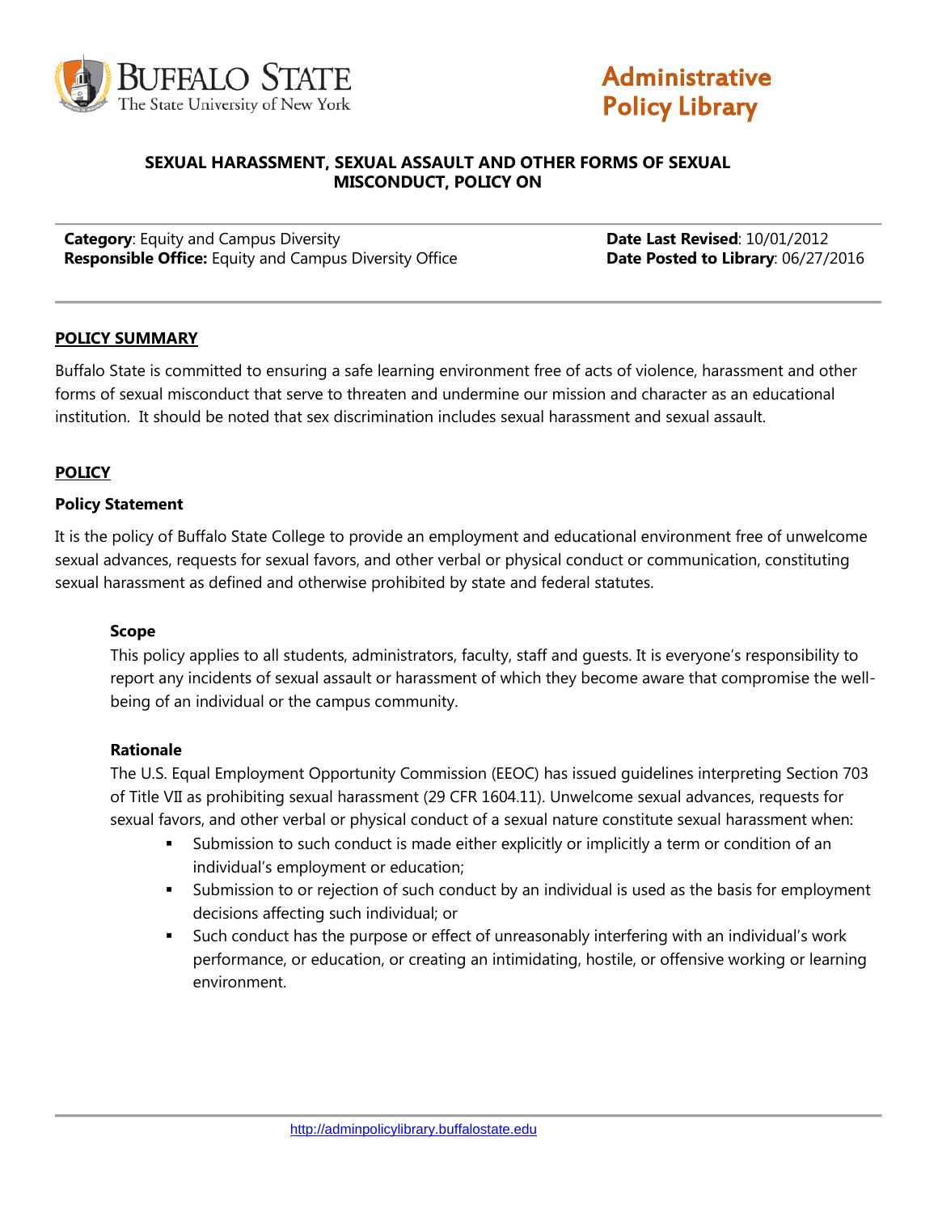# SEXUAL HARASSMENT, SEXUAL ASSAULT AND OTHER FORMS OF SEXUAL MISCONDUCT, POLICY ON

**Category**: Equity and Campus Diversity
**Responsible Office:** Equity and Campus Diversity Office

**Date Last Revised**: 10/01/2012
**Date Posted to Library**: 06/27/2016

## POLICY SUMMARY

Buffalo State is committed to ensuring a safe learning environment free of acts of violence, harassment and other forms of sexual misconduct that serve to threaten and undermine our mission and character as an educational institution. It should be noted that sex discrimination includes sexual harassment and sexual assault.

## POLICY

### Policy Statement

It is the policy of Buffalo State College to provide an employment and educational environment free of unwelcome sexual advances, requests for sexual favors, and other verbal or physical conduct or communication, constituting sexual harassment as defined and otherwise prohibited by state and federal statutes.

#### Scope

This policy applies to all students, administrators, faculty, staff and guests. It is everyone's responsibility to report any incidents of sexual assault or harassment of which they become aware that compromise the well-being of an individual or the campus community.

#### Rationale

The U.S. Equal Employment Opportunity Commission (EEOC) has issued guidelines interpreting Section 703 of Title VII as prohibiting sexual harassment (29 CFR 1604.11). Unwelcome sexual advances, requests for sexual favors, and other verbal or physical conduct of a sexual nature constitute sexual harassment when:

- Submission to such conduct is made either explicitly or implicitly a term or condition of an individual's employment or education;
- Submission to or rejection of such conduct by an individual is used as the basis for employment decisions affecting such individual; or
- Such conduct has the purpose or effect of unreasonably interfering with an individual's work performance, or education, or creating an intimidating, hostile, or offensive working or learning environment.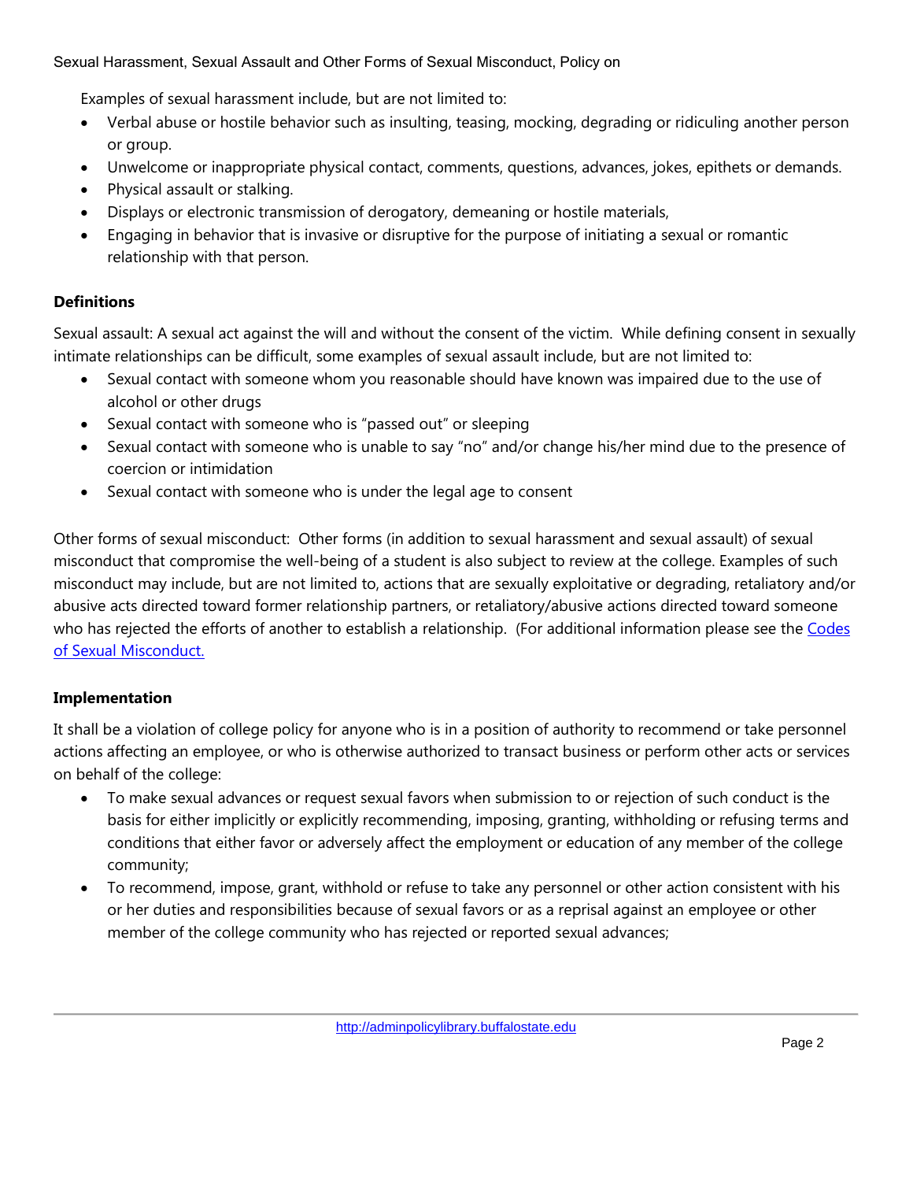Examples of sexual harassment include, but are not limited to:

- Verbal abuse or hostile behavior such as insulting, teasing, mocking, degrading or ridiculing another person or group.
- Unwelcome or inappropriate physical contact, comments, questions, advances, jokes, epithets or demands.
- Physical assault or stalking.
- Displays or electronic transmission of derogatory, demeaning or hostile materials,
- Engaging in behavior that is invasive or disruptive for the purpose of initiating a sexual or romantic relationship with that person.

**Definitions**

Sexual assault: A sexual act against the will and without the consent of the victim. While defining consent in sexually intimate relationships can be difficult, some examples of sexual assault include, but are not limited to:

- Sexual contact with someone whom you reasonable should have known was impaired due to the use of alcohol or other drugs
- Sexual contact with someone who is "passed out" or sleeping
- Sexual contact with someone who is unable to say "no" and/or change his/her mind due to the presence of coercion or intimidation
- Sexual contact with someone who is under the legal age to consent

Other forms of sexual misconduct: Other forms (in addition to sexual harassment and sexual assault) of sexual misconduct that compromise the well-being of a student is also subject to review at the college. Examples of such misconduct may include, but are not limited to, actions that are sexually exploitative or degrading, retaliatory and/or abusive acts directed toward former relationship partners, or retaliatory/abusive actions directed toward someone who has rejected the efforts of another to establish a relationship. (For additional information please see the Codes of Sexual Misconduct.

**Implementation**

It shall be a violation of college policy for anyone who is in a position of authority to recommend or take personnel actions affecting an employee, or who is otherwise authorized to transact business or perform other acts or services on behalf of the college:

- To make sexual advances or request sexual favors when submission to or rejection of such conduct is the basis for either implicitly or explicitly recommending, imposing, granting, withholding or refusing terms and conditions that either favor or adversely affect the employment or education of any member of the college community;
- To recommend, impose, grant, withhold or refuse to take any personnel or other action consistent with his or her duties and responsibilities because of sexual favors or as a reprisal against an employee or other member of the college community who has rejected or reported sexual advances;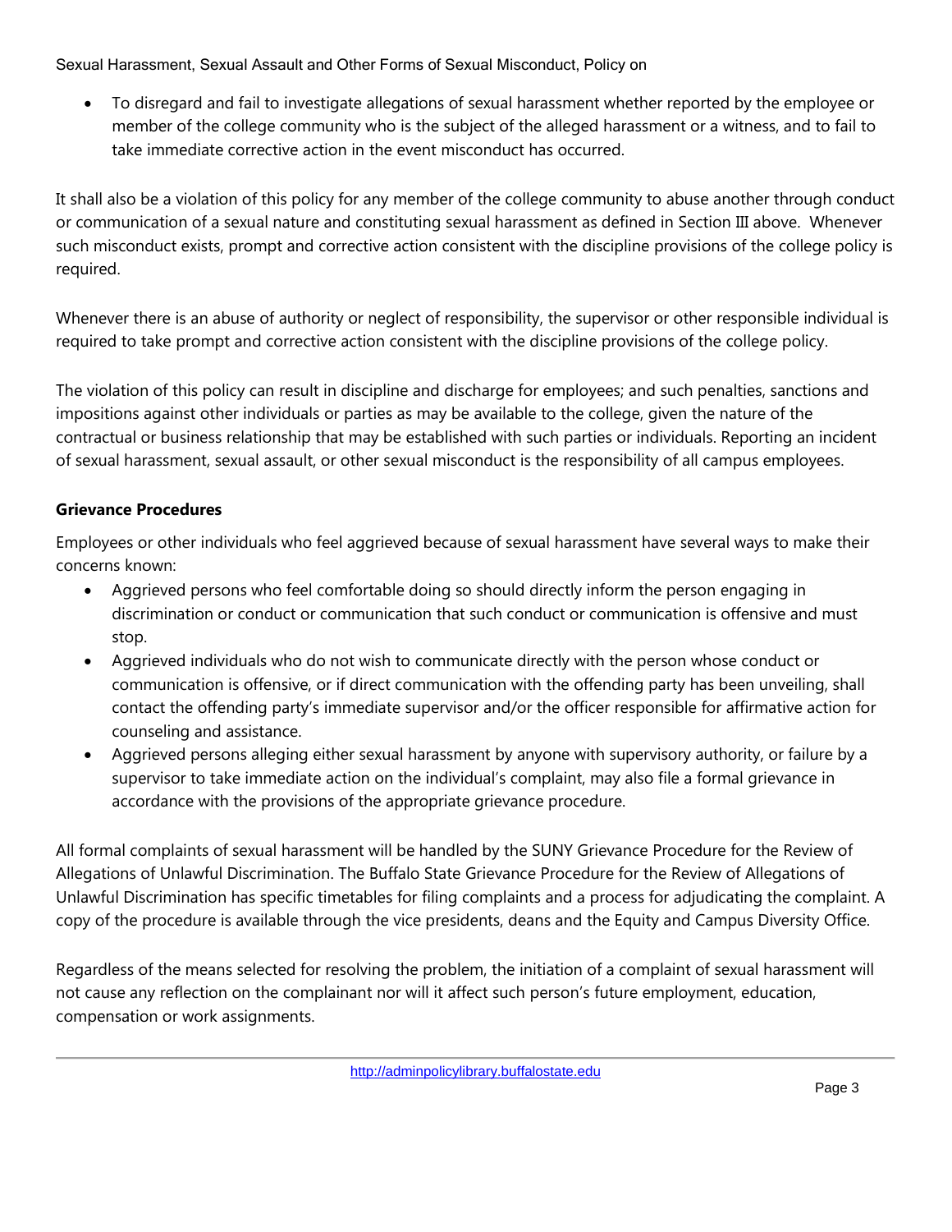- To disregard and fail to investigate allegations of sexual harassment whether reported by the employee or member of the college community who is the subject of the alleged harassment or a witness, and to fail to take immediate corrective action in the event misconduct has occurred.

It shall also be a violation of this policy for any member of the college community to abuse another through conduct or communication of a sexual nature and constituting sexual harassment as defined in Section III above. Whenever such misconduct exists, prompt and corrective action consistent with the discipline provisions of the college policy is required.

Whenever there is an abuse of authority or neglect of responsibility, the supervisor or other responsible individual is required to take prompt and corrective action consistent with the discipline provisions of the college policy.

The violation of this policy can result in discipline and discharge for employees; and such penalties, sanctions and impositions against other individuals or parties as may be available to the college, given the nature of the contractual or business relationship that may be established with such parties or individuals. Reporting an incident of sexual harassment, sexual assault, or other sexual misconduct is the responsibility of all campus employees.

**Grievance Procedures**

Employees or other individuals who feel aggrieved because of sexual harassment have several ways to make their concerns known:

- Aggrieved persons who feel comfortable doing so should directly inform the person engaging in discrimination or conduct or communication that such conduct or communication is offensive and must stop.
- Aggrieved individuals who do not wish to communicate directly with the person whose conduct or communication is offensive, or if direct communication with the offending party has been unveiling, shall contact the offending party's immediate supervisor and/or the officer responsible for affirmative action for counseling and assistance.
- Aggrieved persons alleging either sexual harassment by anyone with supervisory authority, or failure by a supervisor to take immediate action on the individual's complaint, may also file a formal grievance in accordance with the provisions of the appropriate grievance procedure.

All formal complaints of sexual harassment will be handled by the SUNY Grievance Procedure for the Review of Allegations of Unlawful Discrimination. The Buffalo State Grievance Procedure for the Review of Allegations of Unlawful Discrimination has specific timetables for filing complaints and a process for adjudicating the complaint. A copy of the procedure is available through the vice presidents, deans and the Equity and Campus Diversity Office.

Regardless of the means selected for resolving the problem, the initiation of a complaint of sexual harassment will not cause any reflection on the complainant nor will it affect such person's future employment, education, compensation or work assignments.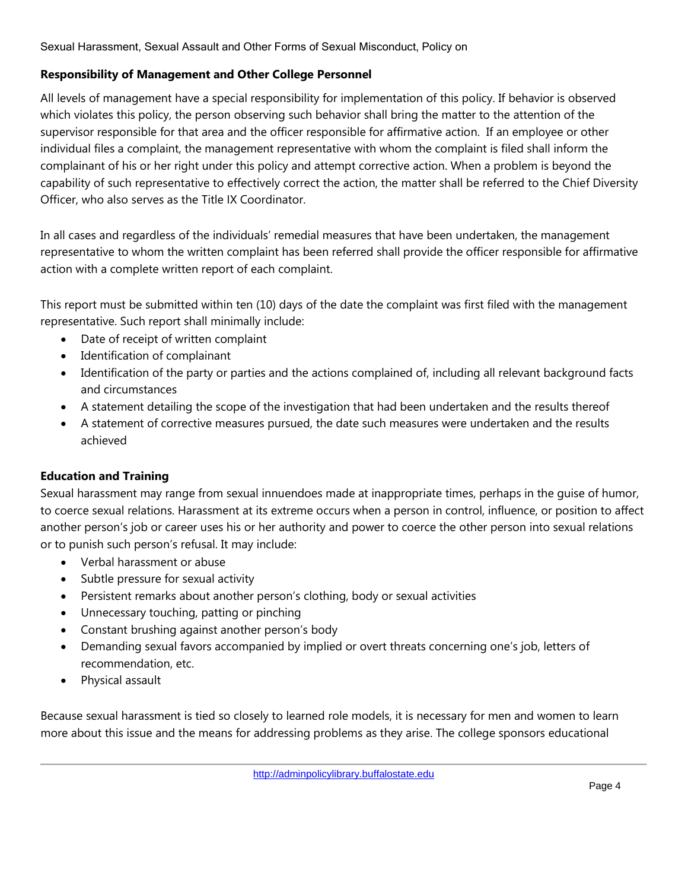### Responsibility of Management and Other College Personnel

All levels of management have a special responsibility for implementation of this policy. If behavior is observed which violates this policy, the person observing such behavior shall bring the matter to the attention of the supervisor responsible for that area and the officer responsible for affirmative action. If an employee or other individual files a complaint, the management representative with whom the complaint is filed shall inform the complainant of his or her right under this policy and attempt corrective action. When a problem is beyond the capability of such representative to effectively correct the action, the matter shall be referred to the Chief Diversity Officer, who also serves as the Title IX Coordinator.

In all cases and regardless of the individuals' remedial measures that have been undertaken, the management representative to whom the written complaint has been referred shall provide the officer responsible for affirmative action with a complete written report of each complaint.

This report must be submitted within ten (10) days of the date the complaint was first filed with the management representative. Such report shall minimally include:

- Date of receipt of written complaint
- Identification of complainant
- Identification of the party or parties and the actions complained of, including all relevant background facts and circumstances
- A statement detailing the scope of the investigation that had been undertaken and the results thereof
- A statement of corrective measures pursued, the date such measures were undertaken and the results achieved

### Education and Training

Sexual harassment may range from sexual innuendoes made at inappropriate times, perhaps in the guise of humor, to coerce sexual relations. Harassment at its extreme occurs when a person in control, influence, or position to affect another person's job or career uses his or her authority and power to coerce the other person into sexual relations or to punish such person's refusal. It may include:

- Verbal harassment or abuse
- Subtle pressure for sexual activity
- Persistent remarks about another person's clothing, body or sexual activities
- Unnecessary touching, patting or pinching
- Constant brushing against another person's body
- Demanding sexual favors accompanied by implied or overt threats concerning one's job, letters of recommendation, etc.
- Physical assault

Because sexual harassment is tied so closely to learned role models, it is necessary for men and women to learn more about this issue and the means for addressing problems as they arise. The college sponsors educational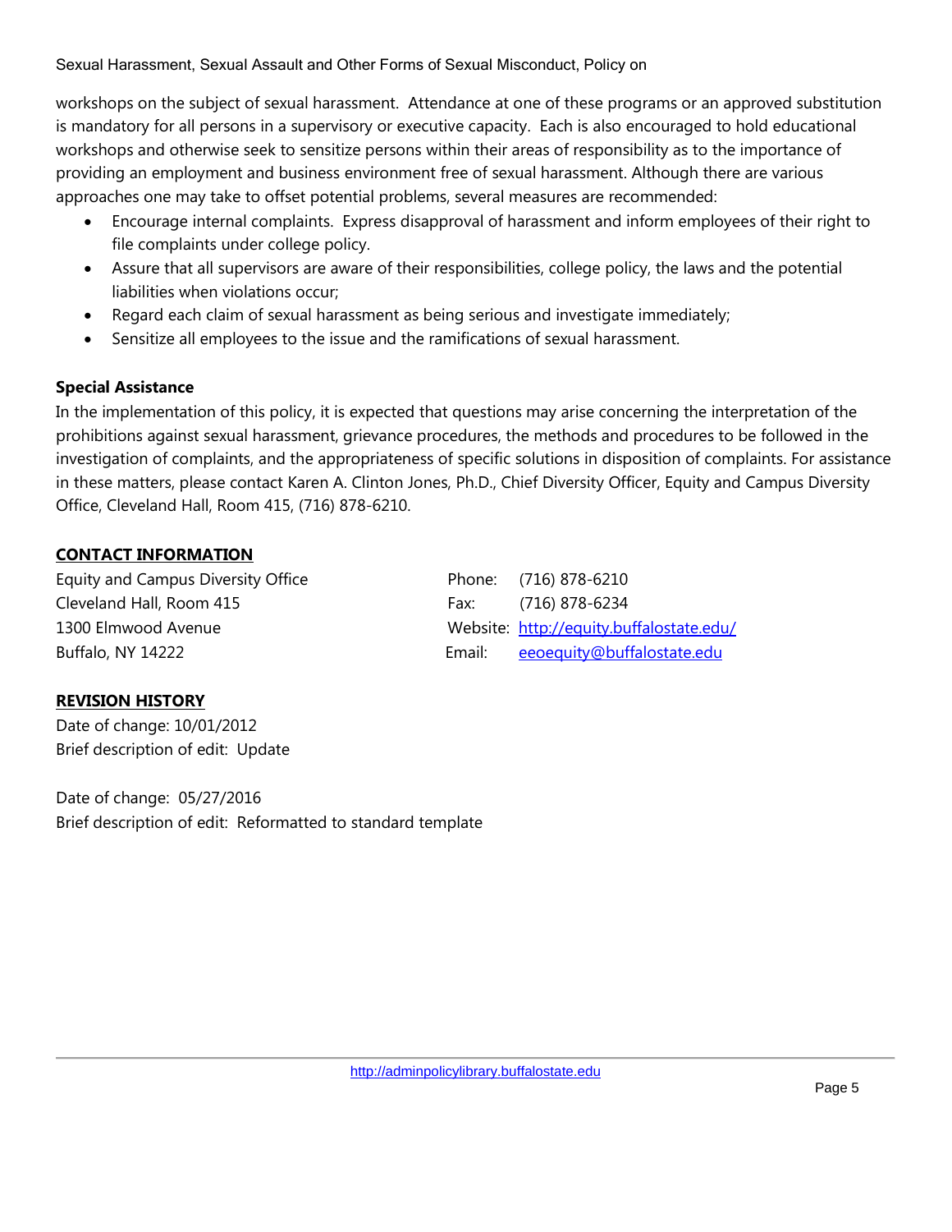workshops on the subject of sexual harassment. Attendance at one of these programs or an approved substitution is mandatory for all persons in a supervisory or executive capacity. Each is also encouraged to hold educational workshops and otherwise seek to sensitize persons within their areas of responsibility as to the importance of providing an employment and business environment free of sexual harassment. Although there are various approaches one may take to offset potential problems, several measures are recommended:

- Encourage internal complaints. Express disapproval of harassment and inform employees of their right to file complaints under college policy.
- Assure that all supervisors are aware of their responsibilities, college policy, the laws and the potential liabilities when violations occur;
- Regard each claim of sexual harassment as being serious and investigate immediately;
- Sensitize all employees to the issue and the ramifications of sexual harassment.

**Special Assistance**

In the implementation of this policy, it is expected that questions may arise concerning the interpretation of the prohibitions against sexual harassment, grievance procedures, the methods and procedures to be followed in the investigation of complaints, and the appropriateness of specific solutions in disposition of complaints. For assistance in these matters, please contact Karen A. Clinton Jones, Ph.D., Chief Diversity Officer, Equity and Campus Diversity Office, Cleveland Hall, Room 415, (716) 878-6210.

## CONTACT INFORMATION

| | | |
|---|---|---|
| Equity and Campus Diversity Office | Phone: | (716) 878-6210 |
| Cleveland Hall, Room 415 | Fax: | (716) 878-6234 |
| 1300 Elmwood Avenue | Website: | http://equity.buffalostate.edu/ |
| Buffalo, NY 14222 | Email: | eeoequity@buffalostate.edu |

## REVISION HISTORY

Date of change: 10/01/2012
Brief description of edit: Update

Date of change: 05/27/2016
Brief description of edit: Reformatted to standard template